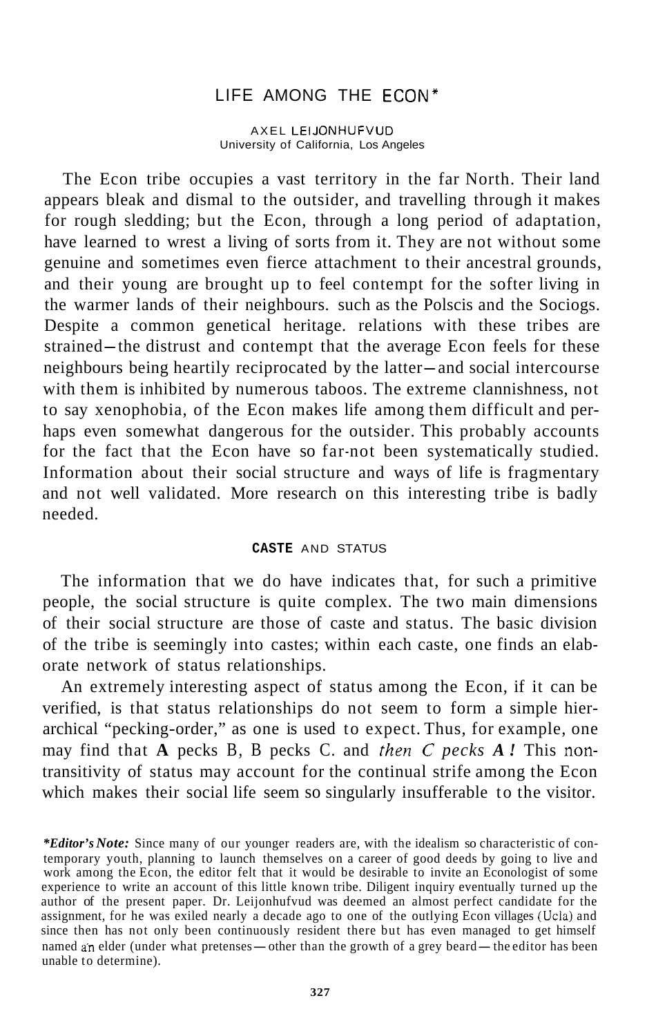# LIFE AMONG THE ECON*

AXEL LEIJONHUFVUD
University of California, Los Angeles

The Econ tribe occupies a vast territory in the far North. Their land appears bleak and dismal to the outsider, and travelling through it makes for rough sledding; but the Econ, through a long period of adaptation, have learned to wrest a living of sorts from it. They are not without some genuine and sometimes even fierce attachment to their ancestral grounds, and their young are brought up to feel contempt for the softer living in the warmer lands of their neighbours. such as the Polscis and the Sociogs. Despite a common genetical heritage. relations with these tribes are strained—the distrust and contempt that the average Econ feels for these neighbours being heartily reciprocated by the latter—and social intercourse with them is inhibited by numerous taboos. The extreme clannishness, not to say xenophobia, of the Econ makes life among them difficult and perhaps even somewhat dangerous for the outsider. This probably accounts for the fact that the Econ have so far not been systematically studied. Information about their social structure and ways of life is fragmentary and not well validated. More research on this interesting tribe is badly needed.

## CASTE AND STATUS

The information that we do have indicates that, for such a primitive people, the social structure is quite complex. The two main dimensions of their social structure are those of caste and status. The basic division of the tribe is seemingly into castes; within each caste, one finds an elaborate network of status relationships.

An extremely interesting aspect of status among the Econ, if it can be verified, is that status relationships do not seem to form a simple hierarchical "pecking-order," as one is used to expect. Thus, for example, one may find that **A** pecks B, B pecks C. and *then C pecks A!* This non-transitivity of status may account for the continual strife among the Econ which makes their social life seem so singularly insufferable to the visitor.

---

***Editor's Note:*** Since many of our younger readers are, with the idealism so characteristic of contemporary youth, planning to launch themselves on a career of good deeds by going to live and work among the Econ, the editor felt that it would be desirable to invite an Econologist of some experience to write an account of this little known tribe. Diligent inquiry eventually turned up the author of the present paper. Dr. Leijonhufvud was deemed an almost perfect candidate for the assignment, for he was exiled nearly a decade ago to one of the outlying Econ villages (Ucla) and since then has not only been continuously resident there but has even managed to get himself named an elder (under what pretenses — other than the growth of a grey beard — the editor has been unable to determine).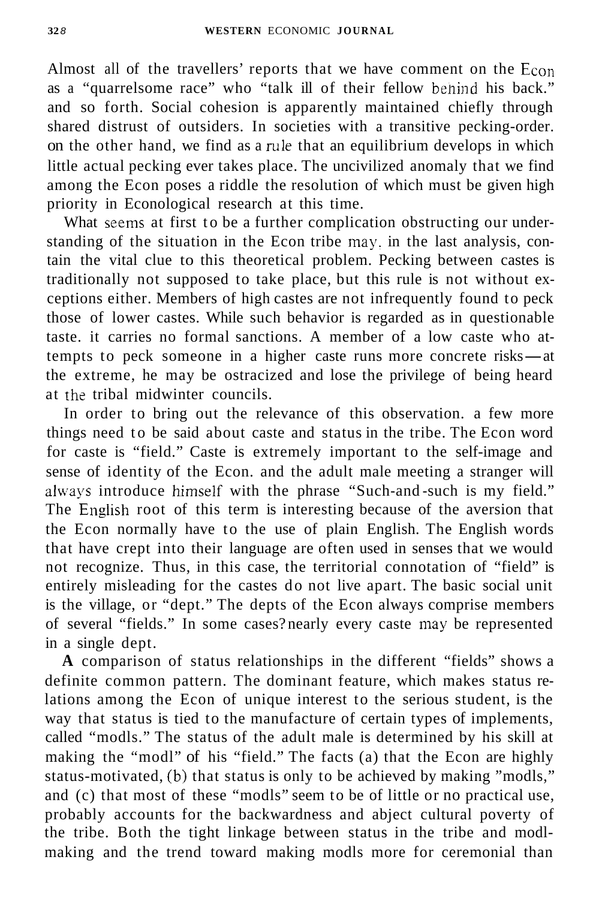Almost all of the travellers' reports that we have comment on the Econ as a "quarrelsome race" who "talk ill of their fellow behind his back." and so forth. Social cohesion is apparently maintained chiefly through shared distrust of outsiders. In societies with a transitive pecking-order. on the other hand, we find as a rule that an equilibrium develops in which little actual pecking ever takes place. The uncivilized anomaly that we find among the Econ poses a riddle the resolution of which must be given high priority in Econological research at this time.

What seems at first to be a further complication obstructing our understanding of the situation in the Econ tribe may. in the last analysis, contain the vital clue to this theoretical problem. Pecking between castes is traditionally not supposed to take place, but this rule is not without exceptions either. Members of high castes are not infrequently found to peck those of lower castes. While such behavior is regarded as in questionable taste. it carries no formal sanctions. A member of a low caste who attempts to peck someone in a higher caste runs more concrete risks—at the extreme, he may be ostracized and lose the privilege of being heard at the tribal midwinter councils.

In order to bring out the relevance of this observation. a few more things need to be said about caste and status in the tribe. The Econ word for caste is "field." Caste is extremely important to the self-image and sense of identity of the Econ. and the adult male meeting a stranger will always introduce himself with the phrase "Such-and-such is my field." The English root of this term is interesting because of the aversion that the Econ normally have to the use of plain English. The English words that have crept into their language are often used in senses that we would not recognize. Thus, in this case, the territorial connotation of "field" is entirely misleading for the castes do not live apart. The basic social unit is the village, or "dept." The depts of the Econ always comprise members of several "fields." In some cases? nearly every caste may be represented in a single dept.

A comparison of status relationships in the different "fields" shows a definite common pattern. The dominant feature, which makes status relations among the Econ of unique interest to the serious student, is the way that status is tied to the manufacture of certain types of implements, called "modls." The status of the adult male is determined by his skill at making the "modl" of his "field." The facts (a) that the Econ are highly status-motivated, (b) that status is only to be achieved by making "modls," and (c) that most of these "modls" seem to be of little or no practical use, probably accounts for the backwardness and abject cultural poverty of the tribe. Both the tight linkage between status in the tribe and modl-making and the trend toward making modls more for ceremonial than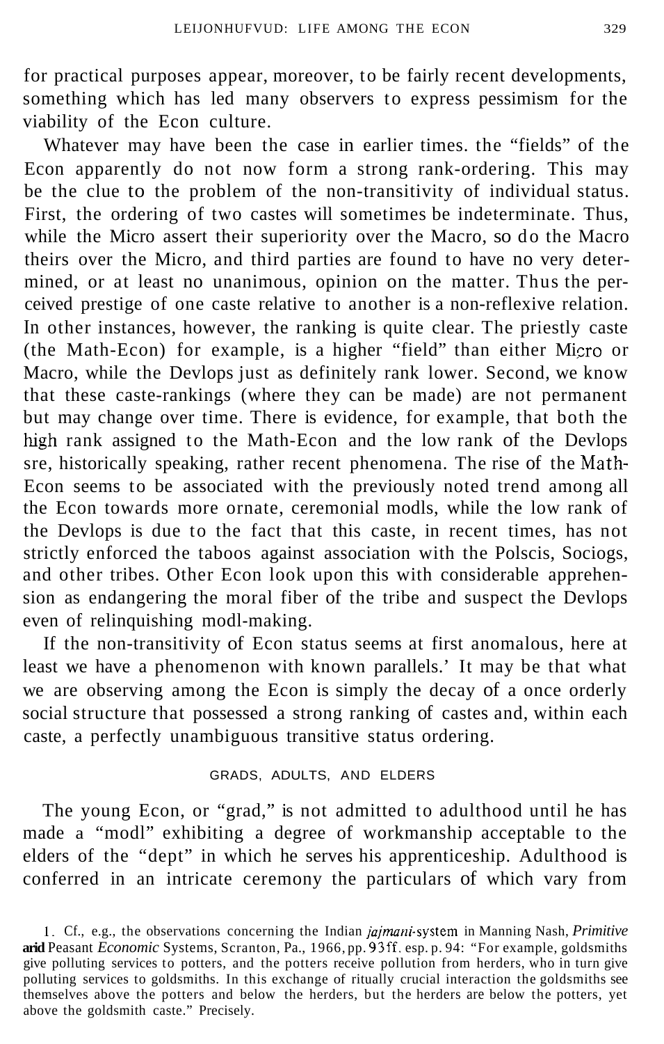for practical purposes appear, moreover, to be fairly recent developments, something which has led many observers to express pessimism for the viability of the Econ culture.

Whatever may have been the case in earlier times. the "fields" of the Econ apparently do not now form a strong rank-ordering. This may be the clue to the problem of the non-transitivity of individual status. First, the ordering of two castes will sometimes be indeterminate. Thus, while the Micro assert their superiority over the Macro, so do the Macro theirs over the Micro, and third parties are found to have no very determined, or at least no unanimous, opinion on the matter. Thus the perceived prestige of one caste relative to another is a non-reflexive relation. In other instances, however, the ranking is quite clear. The priestly caste (the Math-Econ) for example, is a higher "field" than either Micro or Macro, while the Devlops just as definitely rank lower. Second, we know that these caste-rankings (where they can be made) are not permanent but may change over time. There is evidence, for example, that both the high rank assigned to the Math-Econ and the low rank of the Devlops sre, historically speaking, rather recent phenomena. The rise of the Math-Econ seems to be associated with the previously noted trend among all the Econ towards more ornate, ceremonial modls, while the low rank of the Devlops is due to the fact that this caste, in recent times, has not strictly enforced the taboos against association with the Polscis, Sociogs, and other tribes. Other Econ look upon this with considerable apprehension as endangering the moral fiber of the tribe and suspect the Devlops even of relinquishing modl-making.

If the non-transitivity of Econ status seems at first anomalous, here at least we have a phenomenon with known parallels.[1] It may be that what we are observing among the Econ is simply the decay of a once orderly social structure that possessed a strong ranking of castes and, within each caste, a perfectly unambiguous transitive status ordering.

## GRADS, ADULTS, AND ELDERS

The young Econ, or "grad," is not admitted to adulthood until he has made a "modl" exhibiting a degree of workmanship acceptable to the elders of the "dept" in which he serves his apprenticeship. Adulthood is conferred in an intricate ceremony the particulars of which vary from

1. Cf., e.g., the observations concerning the Indian *jajmani*-system in Manning Nash, *Primitive* **and** Peasant *Economic* Systems, Scranton, Pa., 1966, pp. 93ff. esp. p. 94: "For example, goldsmiths give polluting services to potters, and the potters receive pollution from herders, who in turn give polluting services to goldsmiths. In this exchange of ritually crucial interaction the goldsmiths see themselves above the potters and below the herders, but the herders are below the potters, yet above the goldsmith caste." Precisely.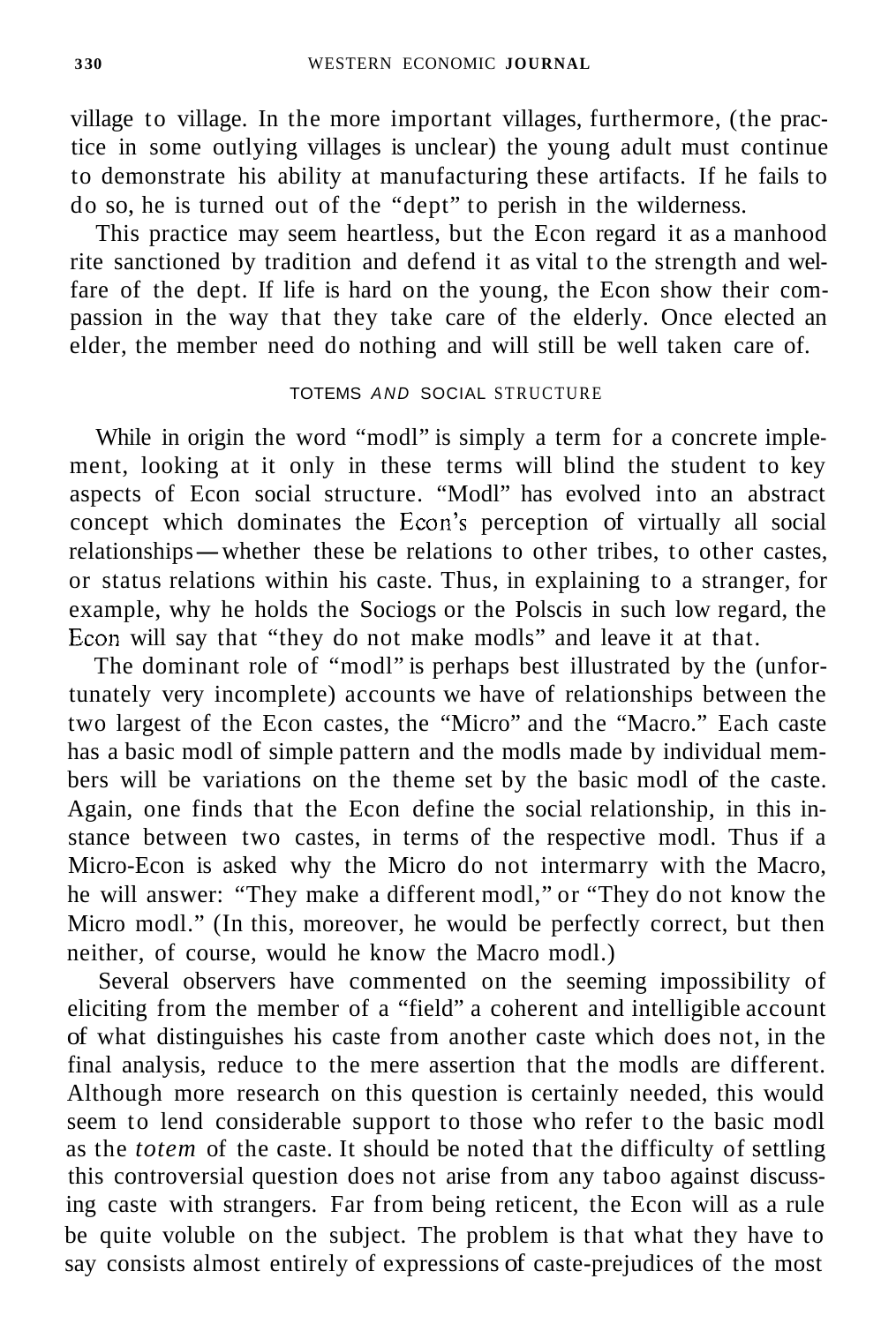village to village. In the more important villages, furthermore, (the practice in some outlying villages is unclear) the young adult must continue to demonstrate his ability at manufacturing these artifacts. If he fails to do so, he is turned out of the "dept" to perish in the wilderness.

This practice may seem heartless, but the Econ regard it as a manhood rite sanctioned by tradition and defend it as vital to the strength and welfare of the dept. If life is hard on the young, the Econ show their compassion in the way that they take care of the elderly. Once elected an elder, the member need do nothing and will still be well taken care of.

## TOTEMS *AND* SOCIAL STRUCTURE

While in origin the word "modl" is simply a term for a concrete implement, looking at it only in these terms will blind the student to key aspects of Econ social structure. "Modl" has evolved into an abstract concept which dominates the Econ's perception of virtually all social relationships—whether these be relations to other tribes, to other castes, or status relations within his caste. Thus, in explaining to a stranger, for example, why he holds the Sociogs or the Polscis in such low regard, the Econ will say that "they do not make modls" and leave it at that.

The dominant role of "modl" is perhaps best illustrated by the (unfortunately very incomplete) accounts we have of relationships between the two largest of the Econ castes, the "Micro" and the "Macro." Each caste has a basic modl of simple pattern and the modls made by individual members will be variations on the theme set by the basic modl of the caste. Again, one finds that the Econ define the social relationship, in this instance between two castes, in terms of the respective modl. Thus if a Micro-Econ is asked why the Micro do not intermarry with the Macro, he will answer: "They make a different modl," or "They do not know the Micro modl." (In this, moreover, he would be perfectly correct, but then neither, of course, would he know the Macro modl.)

Several observers have commented on the seeming impossibility of eliciting from the member of a "field" a coherent and intelligible account of what distinguishes his caste from another caste which does not, in the final analysis, reduce to the mere assertion that the modls are different. Although more research on this question is certainly needed, this would seem to lend considerable support to those who refer to the basic modl as the *totem* of the caste. It should be noted that the difficulty of settling this controversial question does not arise from any taboo against discussing caste with strangers. Far from being reticent, the Econ will as a rule be quite voluble on the subject. The problem is that what they have to say consists almost entirely of expressions of caste-prejudices of the most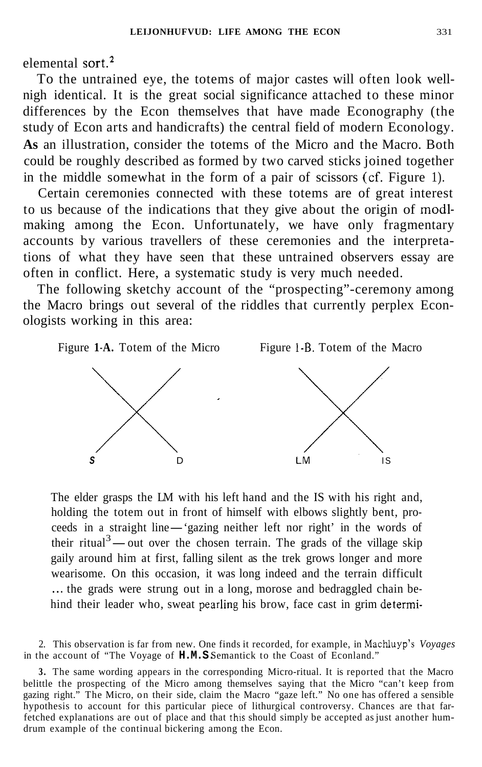elemental sort.[2]

To the untrained eye, the totems of major castes will often look well-nigh identical. It is the great social significance attached to these minor differences by the Econ themselves that have made Econography (the study of Econ arts and handicrafts) the central field of modern Econology. As an illustration, consider the totems of the Micro and the Macro. Both could be roughly described as formed by two carved sticks joined together in the middle somewhat in the form of a pair of scissors (cf. Figure 1).

Certain ceremonies connected with these totems are of great interest to us because of the indications that they give about the origin of modl-making among the Econ. Unfortunately, we have only fragmentary accounts by various travellers of these ceremonies and the interpretations of what they have seen that these untrained observers essay are often in conflict. Here, a systematic study is very much needed.

The following sketchy account of the "prospecting"-ceremony among the Macro brings out several of the riddles that currently perplex Econologists working in this area:

Figure 1-A. Totem of the Micro

S D

Figure 1-B. Totem of the Macro

LM IS

> The elder grasps the LM with his left hand and the IS with his right and, holding the totem out in front of himself with elbows slightly bent, proceeds in a straight line — 'gazing neither left nor right' in the words of their ritual[3] — out over the chosen terrain. The grads of the village skip gaily around him at first, falling silent as the trek grows longer and more wearisome. On this occasion, it was long indeed and the terrain difficult ... the grads were strung out in a long, morose and bedraggled chain behind their leader who, sweat pearling his brow, face cast in grim determi-

2. This observation is far from new. One finds it recorded, for example, in Machluyp's *Voyages* in the account of "The Voyage of **H.M.S** Semantick to the Coast of Econland."

3. The same wording appears in the corresponding Micro-ritual. It is reported that the Macro belittle the prospecting of the Micro among themselves saying that the Micro "can't keep from gazing right." The Micro, on their side, claim the Macro "gaze left." No one has offered a sensible hypothesis to account for this particular piece of lithurgical controversy. Chances are that far-fetched explanations are out of place and that this should simply be accepted as just another humdrum example of the continual bickering among the Econ.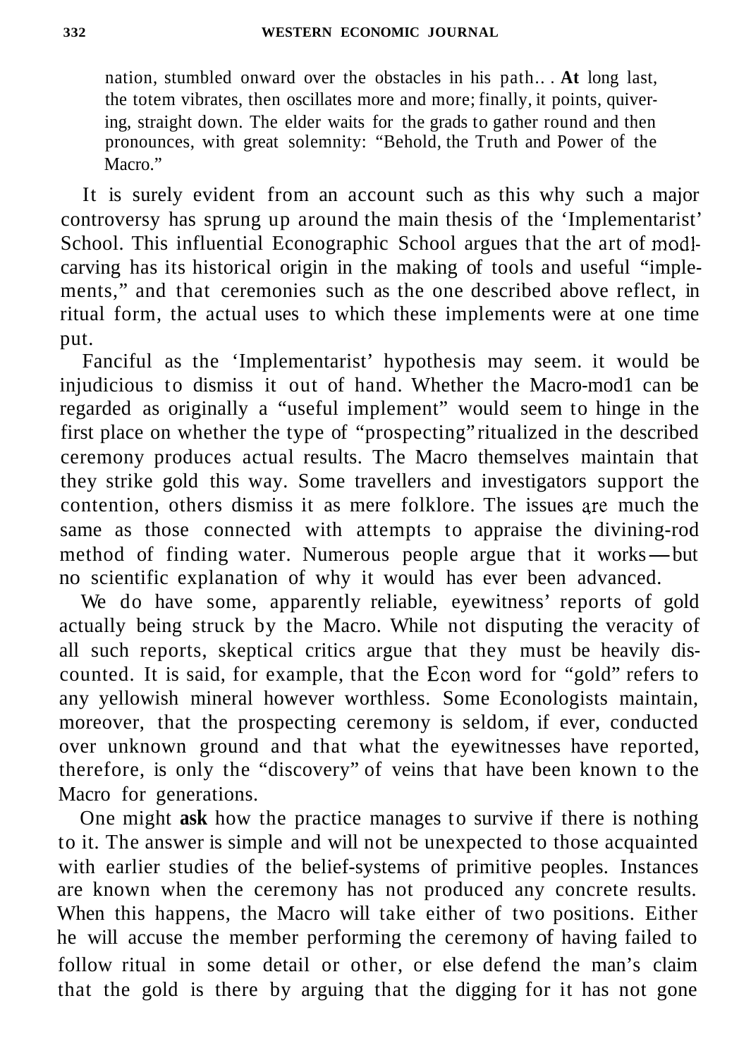> nation, stumbled onward over the obstacles in his path.. . **At** long last, the totem vibrates, then oscillates more and more; finally, it points, quivering, straight down. The elder waits for the grads to gather round and then pronounces, with great solemnity: "Behold, the Truth and Power of the Macro."

It is surely evident from an account such as this why such a major controversy has sprung up around the main thesis of the 'Implementarist' School. This influential Econographic School argues that the art of modl-carving has its historical origin in the making of tools and useful "implements," and that ceremonies such as the one described above reflect, in ritual form, the actual uses to which these implements were at one time put.

Fanciful as the 'Implementarist' hypothesis may seem. it would be injudicious to dismiss it out of hand. Whether the Macro-mod1 can be regarded as originally a "useful implement" would seem to hinge in the first place on whether the type of "prospecting" ritualized in the described ceremony produces actual results. The Macro themselves maintain that they strike gold this way. Some travellers and investigators support the contention, others dismiss it as mere folklore. The issues are much the same as those connected with attempts to appraise the divining-rod method of finding water. Numerous people argue that it works—but no scientific explanation of why it would has ever been advanced.

We do have some, apparently reliable, eyewitness' reports of gold actually being struck by the Macro. While not disputing the veracity of all such reports, skeptical critics argue that they must be heavily discounted. It is said, for example, that the Econ word for "gold" refers to any yellowish mineral however worthless. Some Econologists maintain, moreover, that the prospecting ceremony is seldom, if ever, conducted over unknown ground and that what the eyewitnesses have reported, therefore, is only the "discovery" of veins that have been known to the Macro for generations.

One might **ask** how the practice manages to survive if there is nothing to it. The answer is simple and will not be unexpected to those acquainted with earlier studies of the belief-systems of primitive peoples. Instances are known when the ceremony has not produced any concrete results. When this happens, the Macro will take either of two positions. Either he will accuse the member performing the ceremony of having failed to follow ritual in some detail or other, or else defend the man's claim that the gold is there by arguing that the digging for it has not gone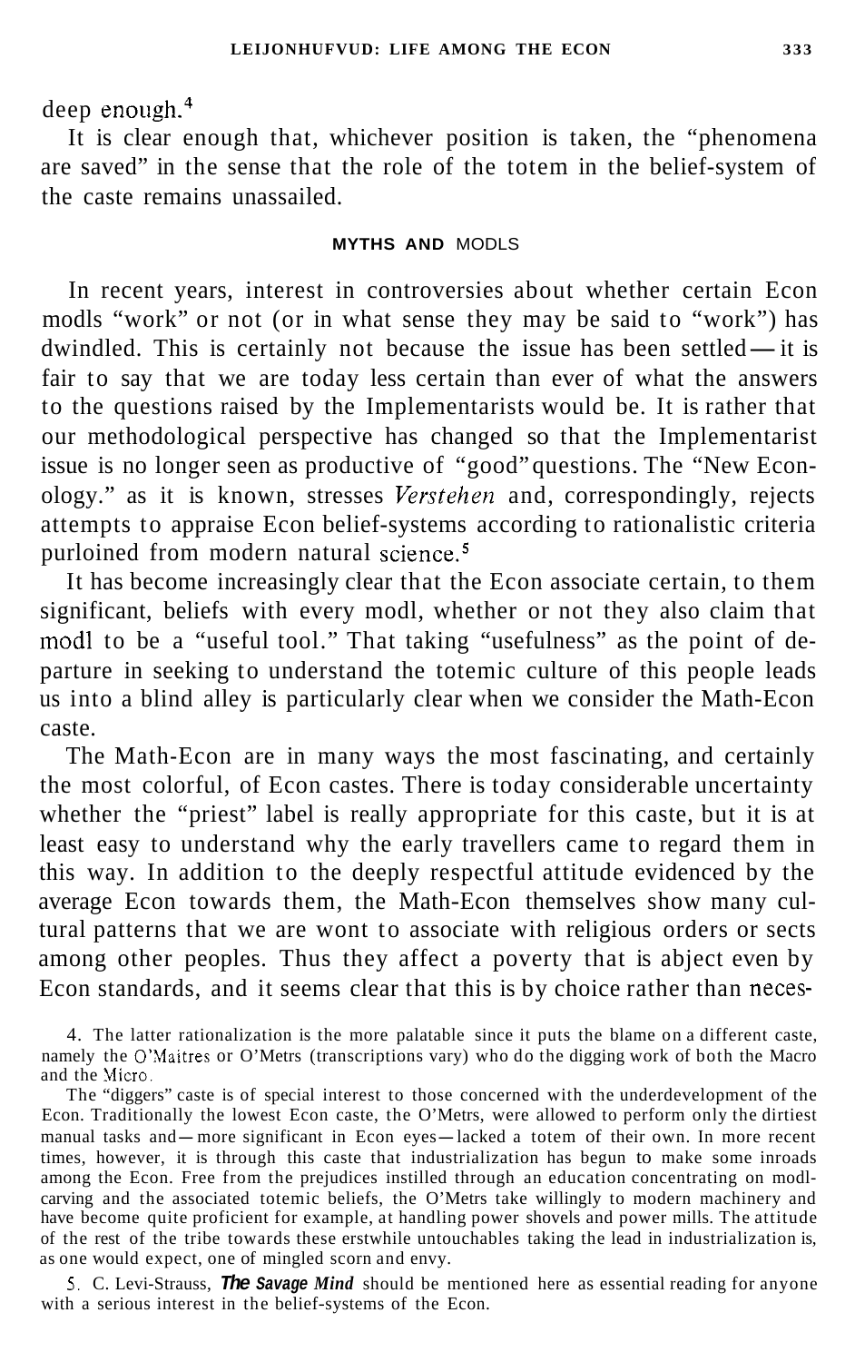deep enough.[4]

It is clear enough that, whichever position is taken, the "phenomena are saved" in the sense that the role of the totem in the belief-system of the caste remains unassailed.

## MYTHS AND MODLS

In recent years, interest in controversies about whether certain Econ modls "work" or not (or in what sense they may be said to "work") has dwindled. This is certainly not because the issue has been settled — it is fair to say that we are today less certain than ever of what the answers to the questions raised by the Implementarists would be. It is rather that our methodological perspective has changed so that the Implementarist issue is no longer seen as productive of "good" questions. The "New Econology." as it is known, stresses *Verstehen* and, correspondingly, rejects attempts to appraise Econ belief-systems according to rationalistic criteria purloined from modern natural science.[5]

It has become increasingly clear that the Econ associate certain, to them significant, beliefs with every modl, whether or not they also claim that modl to be a "useful tool." That taking "usefulness" as the point of departure in seeking to understand the totemic culture of this people leads us into a blind alley is particularly clear when we consider the Math-Econ caste.

The Math-Econ are in many ways the most fascinating, and certainly the most colorful, of Econ castes. There is today considerable uncertainty whether the "priest" label is really appropriate for this caste, but it is at least easy to understand why the early travellers came to regard them in this way. In addition to the deeply respectful attitude evidenced by the average Econ towards them, the Math-Econ themselves show many cultural patterns that we are wont to associate with religious orders or sects among other peoples. Thus they affect a poverty that is abject even by Econ standards, and it seems clear that this is by choice rather than neces-

4. The latter rationalization is the more palatable since it puts the blame on a different caste, namely the O'Maitres or O'Metrs (transcriptions vary) who do the digging work of both the Macro and the Micro.

The "diggers" caste is of special interest to those concerned with the underdevelopment of the Econ. Traditionally the lowest Econ caste, the O'Metrs, were allowed to perform only the dirtiest manual tasks and — more significant in Econ eyes — lacked a totem of their own. In more recent times, however, it is through this caste that industrialization has begun to make some inroads among the Econ. Free from the prejudices instilled through an education concentrating on modl-carving and the associated totemic beliefs, the O'Metrs take willingly to modern machinery and have become quite proficient for example, at handling power shovels and power mills. The attitude of the rest of the tribe towards these erstwhile untouchables taking the lead in industrialization is, as one would expect, one of mingled scorn and envy.

5. C. Levi-Strauss, ***The Savage Mind*** should be mentioned here as essential reading for anyone with a serious interest in the belief-systems of the Econ.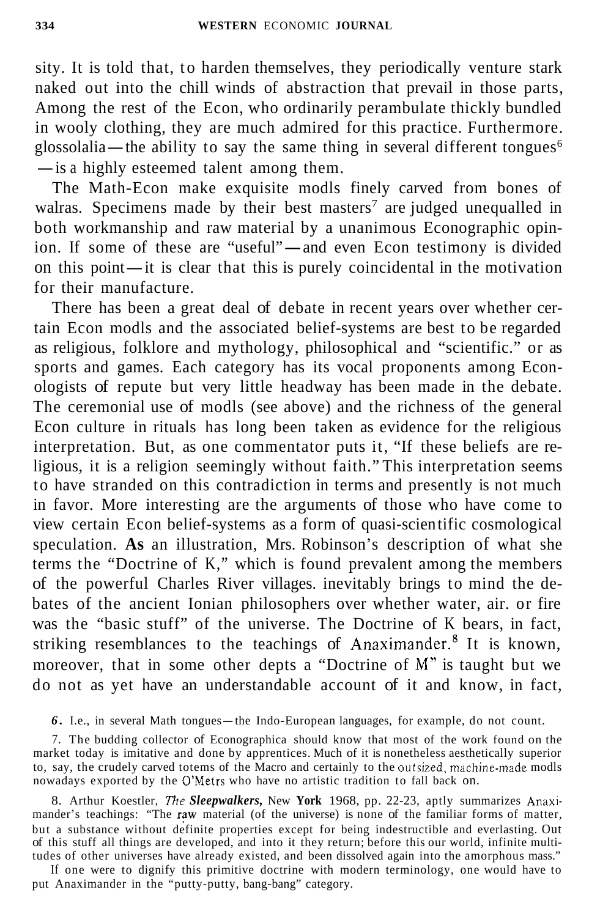sity. It is told that, to harden themselves, they periodically venture stark naked out into the chill winds of abstraction that prevail in those parts, Among the rest of the Econ, who ordinarily perambulate thickly bundled in wooly clothing, they are much admired for this practice. Furthermore. glossolalia—the ability to say the same thing in several different tongues[6] —is a highly esteemed talent among them.

The Math-Econ make exquisite modls finely carved from bones of walras. Specimens made by their best masters[7] are judged unequalled in both workmanship and raw material by a unanimous Econographic opinion. If some of these are "useful"—and even Econ testimony is divided on this point—it is clear that this is purely coincidental in the motivation for their manufacture.

There has been a great deal of debate in recent years over whether certain Econ modls and the associated belief-systems are best to be regarded as religious, folklore and mythology, philosophical and "scientific." or as sports and games. Each category has its vocal proponents among Econologists of repute but very little headway has been made in the debate. The ceremonial use of modls (see above) and the richness of the general Econ culture in rituals has long been taken as evidence for the religious interpretation. But, as one commentator puts it, "If these beliefs are religious, it is a religion seemingly without faith." This interpretation seems to have stranded on this contradiction in terms and presently is not much in favor. More interesting are the arguments of those who have come to view certain Econ belief-systems as a form of quasi-scientific cosmological speculation. **As** an illustration, Mrs. Robinson's description of what she terms the "Doctrine of K," which is found prevalent among the members of the powerful Charles River villages. inevitably brings to mind the debates of the ancient Ionian philosophers over whether water, air. or fire was the "basic stuff" of the universe. The Doctrine of K bears, in fact, striking resemblances to the teachings of Anaximander.[8] It is known, moreover, that in some other depts a "Doctrine of M" is taught but we do not as yet have an understandable account of it and know, in fact,

6. I.e., in several Math tongues—the Indo-European languages, for example, do not count.

7. The budding collector of Econographica should know that most of the work found on the market today is imitative and done by apprentices. Much of it is nonetheless aesthetically superior to, say, the crudely carved totems of the Macro and certainly to the outsized, machine-made modls nowadays exported by the O'Metrs who have no artistic tradition to fall back on.

8. Arthur Koestler, *The* ***Sleepwalkers***, New **York** 1968, pp. 22-23, aptly summarizes Anaximander's teachings: "The raw material (of the universe) is none of the familiar forms of matter, but a substance without definite properties except for being indestructible and everlasting. Out of this stuff all things are developed, and into it they return; before this our world, infinite multitudes of other universes have already existed, and been dissolved again into the amorphous mass."

If one were to dignify this primitive doctrine with modern terminology, one would have to put Anaximander in the "putty-putty, bang-bang" category.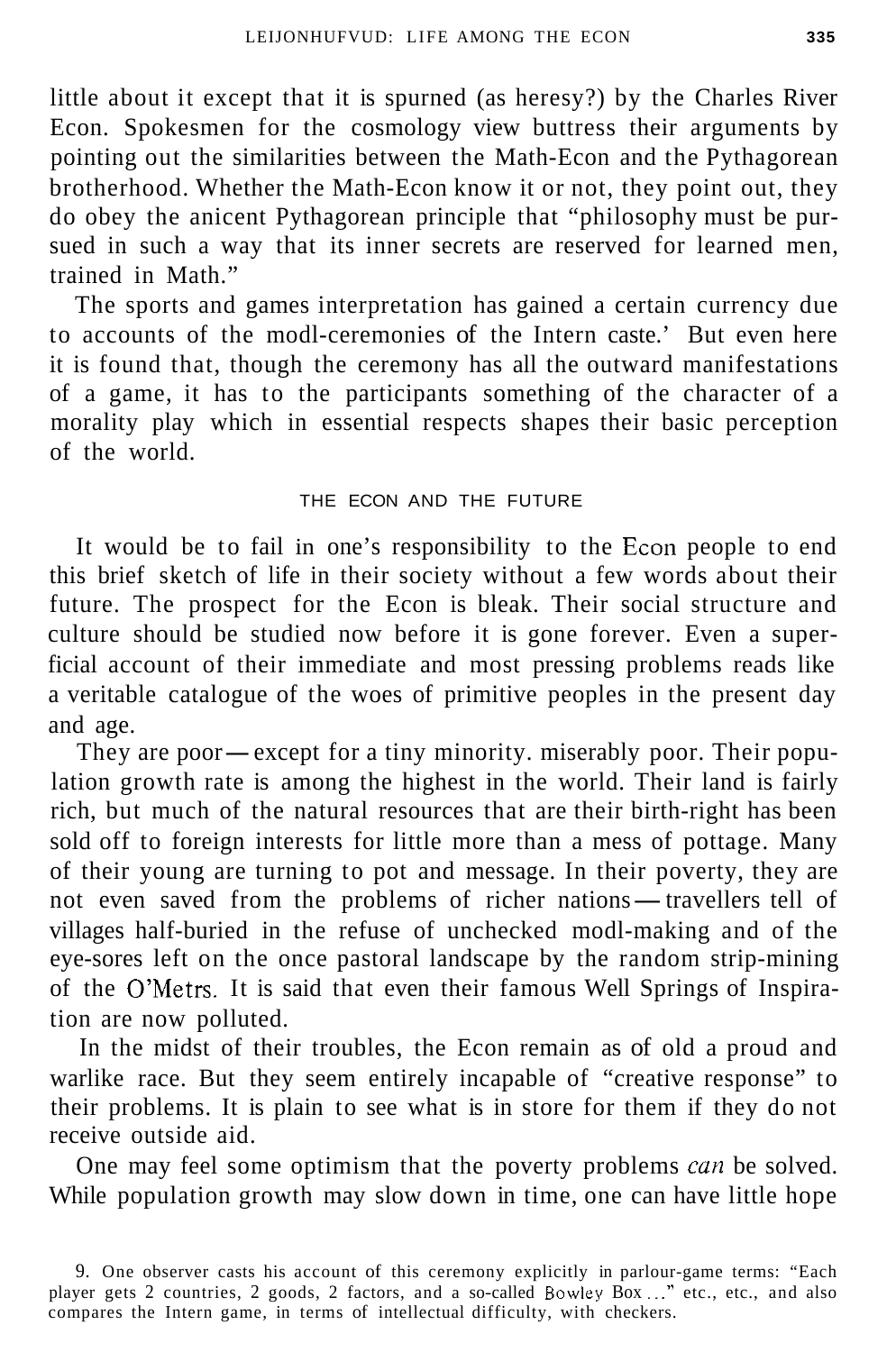little about it except that it is spurned (as heresy?) by the Charles River Econ. Spokesmen for the cosmology view buttress their arguments by pointing out the similarities between the Math-Econ and the Pythagorean brotherhood. Whether the Math-Econ know it or not, they point out, they do obey the anicent Pythagorean principle that "philosophy must be pursued in such a way that its inner secrets are reserved for learned men, trained in Math."

The sports and games interpretation has gained a certain currency due to accounts of the modl-ceremonies of the Intern caste.[9] But even here it is found that, though the ceremony has all the outward manifestations of a game, it has to the participants something of the character of a morality play which in essential respects shapes their basic perception of the world.

## THE ECON AND THE FUTURE

It would be to fail in one's responsibility to the Econ people to end this brief sketch of life in their society without a few words about their future. The prospect for the Econ is bleak. Their social structure and culture should be studied now before it is gone forever. Even a superficial account of their immediate and most pressing problems reads like a veritable catalogue of the woes of primitive peoples in the present day and age.

They are poor — except for a tiny minority. miserably poor. Their population growth rate is among the highest in the world. Their land is fairly rich, but much of the natural resources that are their birth-right has been sold off to foreign interests for little more than a mess of pottage. Many of their young are turning to pot and message. In their poverty, they are not even saved from the problems of richer nations — travellers tell of villages half-buried in the refuse of unchecked modl-making and of the eye-sores left on the once pastoral landscape by the random strip-mining of the O'Metrs. It is said that even their famous Well Springs of Inspiration are now polluted.

In the midst of their troubles, the Econ remain as of old a proud and warlike race. But they seem entirely incapable of "creative response" to their problems. It is plain to see what is in store for them if they do not receive outside aid.

One may feel some optimism that the poverty problems *can* be solved. While population growth may slow down in time, one can have little hope

9. One observer casts his account of this ceremony explicitly in parlour-game terms: "Each player gets 2 countries, 2 goods, 2 factors, and a so-called Bowley Box ..." etc., etc., and also compares the Intern game, in terms of intellectual difficulty, with checkers.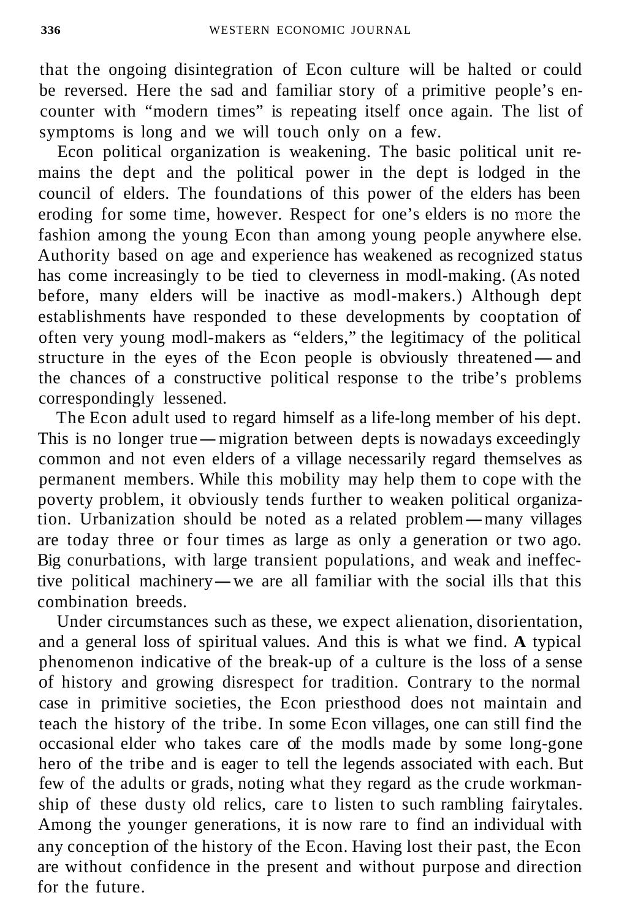that the ongoing disintegration of Econ culture will be halted or could be reversed. Here the sad and familiar story of a primitive people's encounter with "modern times" is repeating itself once again. The list of symptoms is long and we will touch only on a few.

Econ political organization is weakening. The basic political unit remains the dept and the political power in the dept is lodged in the council of elders. The foundations of this power of the elders has been eroding for some time, however. Respect for one's elders is no more the fashion among the young Econ than among young people anywhere else. Authority based on age and experience has weakened as recognized status has come increasingly to be tied to cleverness in modl-making. (As noted before, many elders will be inactive as modl-makers.) Although dept establishments have responded to these developments by cooptation of often very young modl-makers as "elders," the legitimacy of the political structure in the eyes of the Econ people is obviously threatened — and the chances of a constructive political response to the tribe's problems correspondingly lessened.

The Econ adult used to regard himself as a life-long member of his dept. This is no longer true — migration between depts is nowadays exceedingly common and not even elders of a village necessarily regard themselves as permanent members. While this mobility may help them to cope with the poverty problem, it obviously tends further to weaken political organization. Urbanization should be noted as a related problem — many villages are today three or four times as large as only a generation or two ago. Big conurbations, with large transient populations, and weak and ineffective political machinery — we are all familiar with the social ills that this combination breeds.

Under circumstances such as these, we expect alienation, disorientation, and a general loss of spiritual values. And this is what we find. **A** typical phenomenon indicative of the break-up of a culture is the loss of a sense of history and growing disrespect for tradition. Contrary to the normal case in primitive societies, the Econ priesthood does not maintain and teach the history of the tribe. In some Econ villages, one can still find the occasional elder who takes care of the modls made by some long-gone hero of the tribe and is eager to tell the legends associated with each. But few of the adults or grads, noting what they regard as the crude workmanship of these dusty old relics, care to listen to such rambling fairytales. Among the younger generations, it is now rare to find an individual with any conception of the history of the Econ. Having lost their past, the Econ are without confidence in the present and without purpose and direction for the future.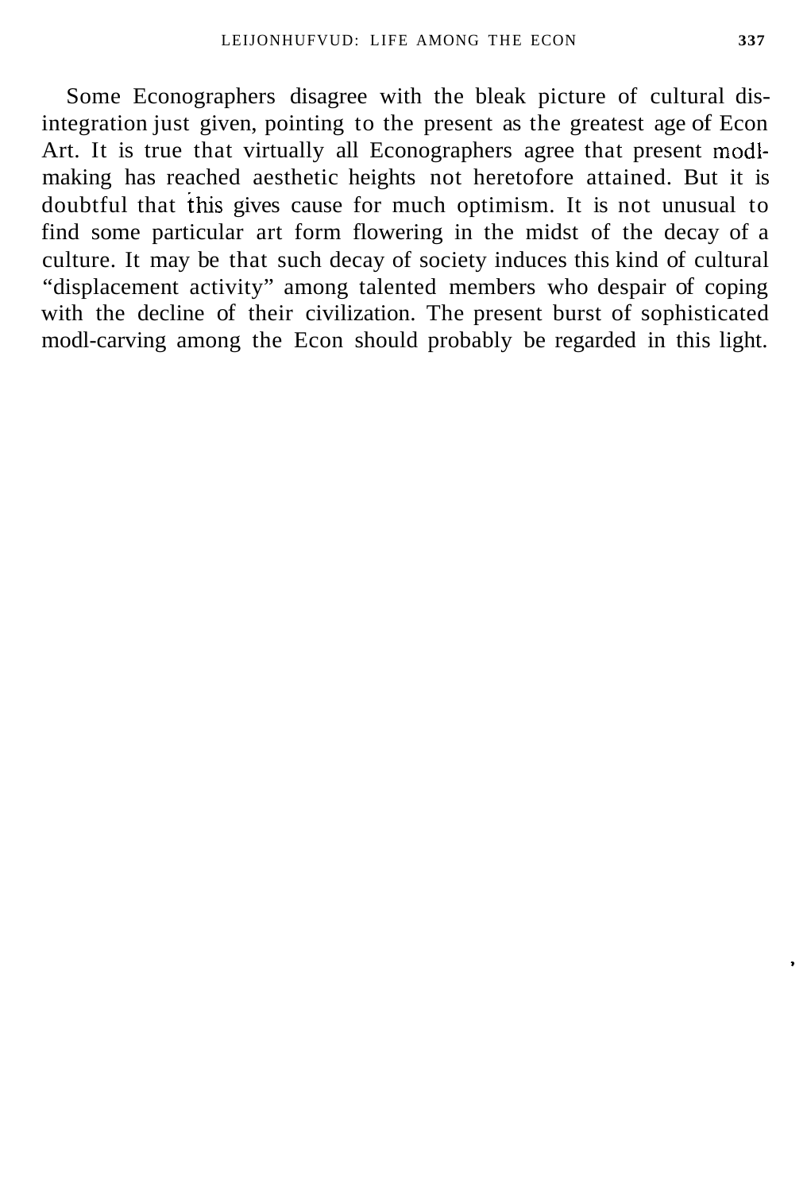Some Econographers disagree with the bleak picture of cultural disintegration just given, pointing to the present as the greatest age of Econ Art. It is true that virtually all Econographers agree that present modl-making has reached aesthetic heights not heretofore attained. But it is doubtful that this gives cause for much optimism. It is not unusual to find some particular art form flowering in the midst of the decay of a culture. It may be that such decay of society induces this kind of cultural "displacement activity" among talented members who despair of coping with the decline of their civilization. The present burst of sophisticated modl-carving among the Econ should probably be regarded in this light.